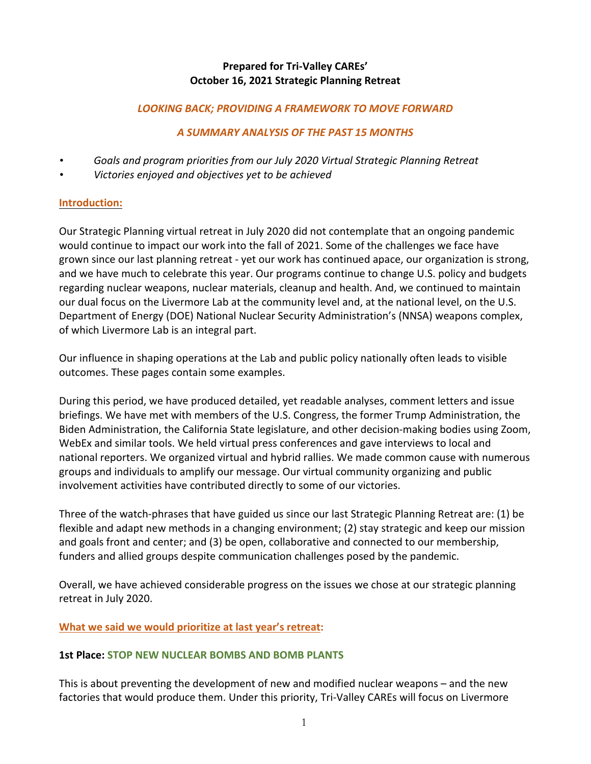**Prepared for Tri-Valley CAREs'**
**October 16, 2021 Strategic Planning Retreat**

***LOOKING BACK; PROVIDING A FRAMEWORK TO MOVE FORWARD***

***A SUMMARY ANALYSIS OF THE PAST 15 MONTHS***

- *Goals and program priorities from our July 2020 Virtual Strategic Planning Retreat*
- *Victories enjoyed and objectives yet to be achieved*

**Introduction:**

Our Strategic Planning virtual retreat in July 2020 did not contemplate that an ongoing pandemic would continue to impact our work into the fall of 2021. Some of the challenges we face have grown since our last planning retreat - yet our work has continued apace, our organization is strong, and we have much to celebrate this year. Our programs continue to change U.S. policy and budgets regarding nuclear weapons, nuclear materials, cleanup and health. And, we continued to maintain our dual focus on the Livermore Lab at the community level and, at the national level, on the U.S. Department of Energy (DOE) National Nuclear Security Administration's (NNSA) weapons complex, of which Livermore Lab is an integral part.

Our influence in shaping operations at the Lab and public policy nationally often leads to visible outcomes. These pages contain some examples.

During this period, we have produced detailed, yet readable analyses, comment letters and issue briefings. We have met with members of the U.S. Congress, the former Trump Administration, the Biden Administration, the California State legislature, and other decision-making bodies using Zoom, WebEx and similar tools. We held virtual press conferences and gave interviews to local and national reporters. We organized virtual and hybrid rallies. We made common cause with numerous groups and individuals to amplify our message. Our virtual community organizing and public involvement activities have contributed directly to some of our victories.

Three of the watch-phrases that have guided us since our last Strategic Planning Retreat are: (1) be flexible and adapt new methods in a changing environment; (2) stay strategic and keep our mission and goals front and center; and (3) be open, collaborative and connected to our membership, funders and allied groups despite communication challenges posed by the pandemic.

Overall, we have achieved considerable progress on the issues we chose at our strategic planning retreat in July 2020.

**What we said we would prioritize at last year's retreat:**

**1st Place: STOP NEW NUCLEAR BOMBS AND BOMB PLANTS**

This is about preventing the development of new and modified nuclear weapons – and the new factories that would produce them. Under this priority, Tri-Valley CAREs will focus on Livermore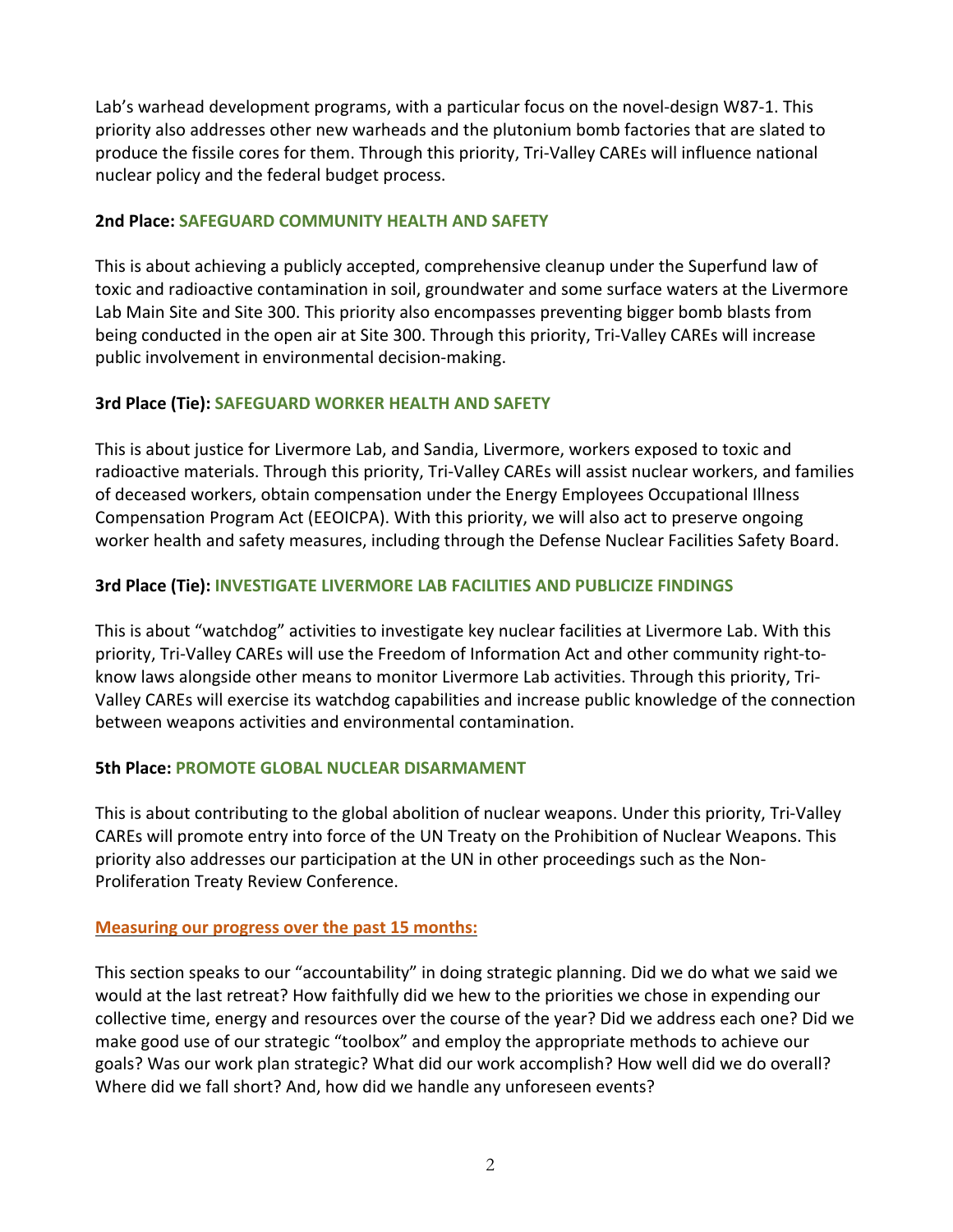Lab's warhead development programs, with a particular focus on the novel-design W87-1. This priority also addresses other new warheads and the plutonium bomb factories that are slated to produce the fissile cores for them. Through this priority, Tri-Valley CAREs will influence national nuclear policy and the federal budget process.

**2nd Place: SAFEGUARD COMMUNITY HEALTH AND SAFETY**

This is about achieving a publicly accepted, comprehensive cleanup under the Superfund law of toxic and radioactive contamination in soil, groundwater and some surface waters at the Livermore Lab Main Site and Site 300. This priority also encompasses preventing bigger bomb blasts from being conducted in the open air at Site 300. Through this priority, Tri-Valley CAREs will increase public involvement in environmental decision-making.

**3rd Place (Tie): SAFEGUARD WORKER HEALTH AND SAFETY**

This is about justice for Livermore Lab, and Sandia, Livermore, workers exposed to toxic and radioactive materials. Through this priority, Tri-Valley CAREs will assist nuclear workers, and families of deceased workers, obtain compensation under the Energy Employees Occupational Illness Compensation Program Act (EEOICPA). With this priority, we will also act to preserve ongoing worker health and safety measures, including through the Defense Nuclear Facilities Safety Board.

**3rd Place (Tie): INVESTIGATE LIVERMORE LAB FACILITIES AND PUBLICIZE FINDINGS**

This is about "watchdog" activities to investigate key nuclear facilities at Livermore Lab. With this priority, Tri-Valley CAREs will use the Freedom of Information Act and other community right-to-know laws alongside other means to monitor Livermore Lab activities. Through this priority, Tri-Valley CAREs will exercise its watchdog capabilities and increase public knowledge of the connection between weapons activities and environmental contamination.

**5th Place: PROMOTE GLOBAL NUCLEAR DISARMAMENT**

This is about contributing to the global abolition of nuclear weapons. Under this priority, Tri-Valley CAREs will promote entry into force of the UN Treaty on the Prohibition of Nuclear Weapons. This priority also addresses our participation at the UN in other proceedings such as the Non-Proliferation Treaty Review Conference.

**Measuring our progress over the past 15 months:**

This section speaks to our "accountability" in doing strategic planning. Did we do what we said we would at the last retreat? How faithfully did we hew to the priorities we chose in expending our collective time, energy and resources over the course of the year? Did we address each one? Did we make good use of our strategic "toolbox" and employ the appropriate methods to achieve our goals? Was our work plan strategic? What did our work accomplish? How well did we do overall? Where did we fall short? And, how did we handle any unforeseen events?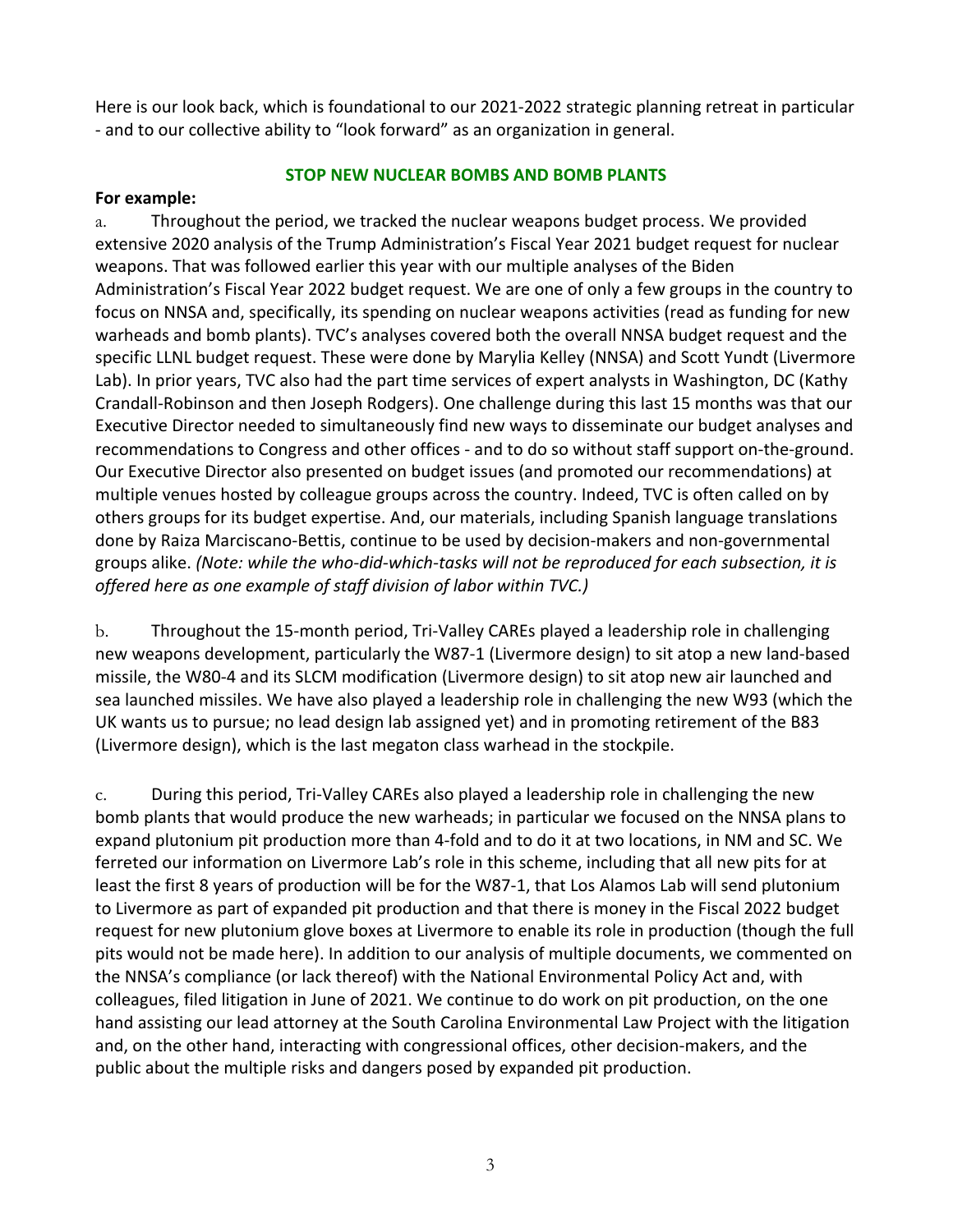Here is our look back, which is foundational to our 2021-2022 strategic planning retreat in particular - and to our collective ability to "look forward" as an organization in general.

## STOP NEW NUCLEAR BOMBS AND BOMB PLANTS

**For example:**

a. Throughout the period, we tracked the nuclear weapons budget process. We provided extensive 2020 analysis of the Trump Administration's Fiscal Year 2021 budget request for nuclear weapons. That was followed earlier this year with our multiple analyses of the Biden Administration's Fiscal Year 2022 budget request. We are one of only a few groups in the country to focus on NNSA and, specifically, its spending on nuclear weapons activities (read as funding for new warheads and bomb plants). TVC's analyses covered both the overall NNSA budget request and the specific LLNL budget request. These were done by Marylia Kelley (NNSA) and Scott Yundt (Livermore Lab). In prior years, TVC also had the part time services of expert analysts in Washington, DC (Kathy Crandall-Robinson and then Joseph Rodgers). One challenge during this last 15 months was that our Executive Director needed to simultaneously find new ways to disseminate our budget analyses and recommendations to Congress and other offices - and to do so without staff support on-the-ground. Our Executive Director also presented on budget issues (and promoted our recommendations) at multiple venues hosted by colleague groups across the country. Indeed, TVC is often called on by others groups for its budget expertise. And, our materials, including Spanish language translations done by Raiza Marciscano-Bettis, continue to be used by decision-makers and non-governmental groups alike. *(Note: while the who-did-which-tasks will not be reproduced for each subsection, it is offered here as one example of staff division of labor within TVC.)*

b. Throughout the 15-month period, Tri-Valley CAREs played a leadership role in challenging new weapons development, particularly the W87-1 (Livermore design) to sit atop a new land-based missile, the W80-4 and its SLCM modification (Livermore design) to sit atop new air launched and sea launched missiles. We have also played a leadership role in challenging the new W93 (which the UK wants us to pursue; no lead design lab assigned yet) and in promoting retirement of the B83 (Livermore design), which is the last megaton class warhead in the stockpile.

c. During this period, Tri-Valley CAREs also played a leadership role in challenging the new bomb plants that would produce the new warheads; in particular we focused on the NNSA plans to expand plutonium pit production more than 4-fold and to do it at two locations, in NM and SC. We ferreted our information on Livermore Lab's role in this scheme, including that all new pits for at least the first 8 years of production will be for the W87-1, that Los Alamos Lab will send plutonium to Livermore as part of expanded pit production and that there is money in the Fiscal 2022 budget request for new plutonium glove boxes at Livermore to enable its role in production (though the full pits would not be made here). In addition to our analysis of multiple documents, we commented on the NNSA's compliance (or lack thereof) with the National Environmental Policy Act and, with colleagues, filed litigation in June of 2021. We continue to do work on pit production, on the one hand assisting our lead attorney at the South Carolina Environmental Law Project with the litigation and, on the other hand, interacting with congressional offices, other decision-makers, and the public about the multiple risks and dangers posed by expanded pit production.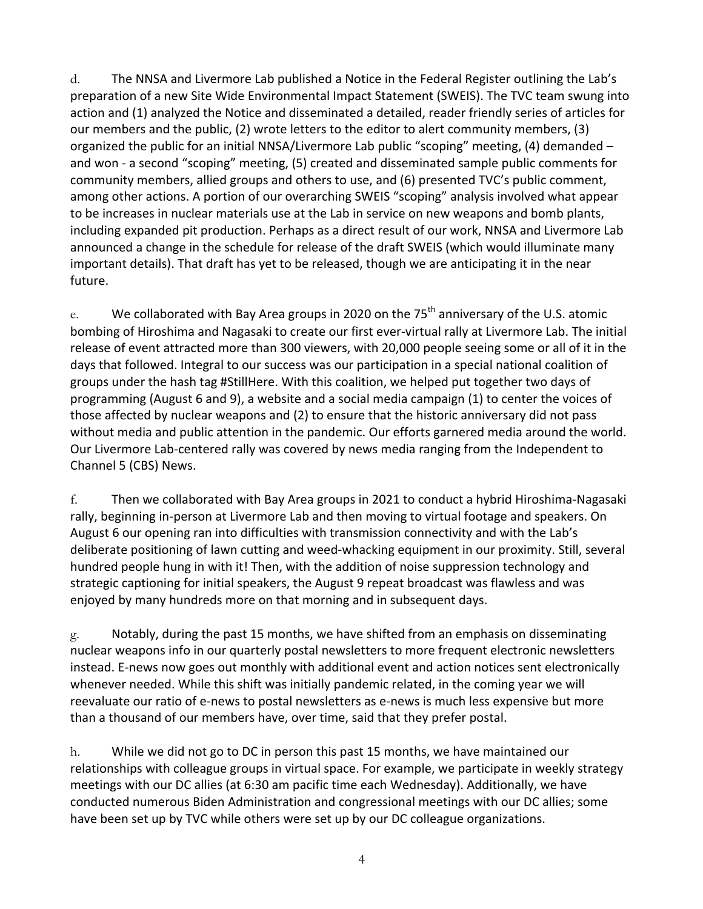d. The NNSA and Livermore Lab published a Notice in the Federal Register outlining the Lab's preparation of a new Site Wide Environmental Impact Statement (SWEIS). The TVC team swung into action and (1) analyzed the Notice and disseminated a detailed, reader friendly series of articles for our members and the public, (2) wrote letters to the editor to alert community members, (3) organized the public for an initial NNSA/Livermore Lab public "scoping" meeting, (4) demanded – and won - a second "scoping" meeting, (5) created and disseminated sample public comments for community members, allied groups and others to use, and (6) presented TVC's public comment, among other actions. A portion of our overarching SWEIS "scoping" analysis involved what appear to be increases in nuclear materials use at the Lab in service on new weapons and bomb plants, including expanded pit production. Perhaps as a direct result of our work, NNSA and Livermore Lab announced a change in the schedule for release of the draft SWEIS (which would illuminate many important details). That draft has yet to be released, though we are anticipating it in the near future.

e. We collaborated with Bay Area groups in 2020 on the 75th anniversary of the U.S. atomic bombing of Hiroshima and Nagasaki to create our first ever-virtual rally at Livermore Lab. The initial release of event attracted more than 300 viewers, with 20,000 people seeing some or all of it in the days that followed. Integral to our success was our participation in a special national coalition of groups under the hash tag #StillHere. With this coalition, we helped put together two days of programming (August 6 and 9), a website and a social media campaign (1) to center the voices of those affected by nuclear weapons and (2) to ensure that the historic anniversary did not pass without media and public attention in the pandemic. Our efforts garnered media around the world. Our Livermore Lab-centered rally was covered by news media ranging from the Independent to Channel 5 (CBS) News.

f. Then we collaborated with Bay Area groups in 2021 to conduct a hybrid Hiroshima-Nagasaki rally, beginning in-person at Livermore Lab and then moving to virtual footage and speakers. On August 6 our opening ran into difficulties with transmission connectivity and with the Lab's deliberate positioning of lawn cutting and weed-whacking equipment in our proximity. Still, several hundred people hung in with it! Then, with the addition of noise suppression technology and strategic captioning for initial speakers, the August 9 repeat broadcast was flawless and was enjoyed by many hundreds more on that morning and in subsequent days.

g. Notably, during the past 15 months, we have shifted from an emphasis on disseminating nuclear weapons info in our quarterly postal newsletters to more frequent electronic newsletters instead. E-news now goes out monthly with additional event and action notices sent electronically whenever needed. While this shift was initially pandemic related, in the coming year we will reevaluate our ratio of e-news to postal newsletters as e-news is much less expensive but more than a thousand of our members have, over time, said that they prefer postal.

h. While we did not go to DC in person this past 15 months, we have maintained our relationships with colleague groups in virtual space. For example, we participate in weekly strategy meetings with our DC allies (at 6:30 am pacific time each Wednesday). Additionally, we have conducted numerous Biden Administration and congressional meetings with our DC allies; some have been set up by TVC while others were set up by our DC colleague organizations.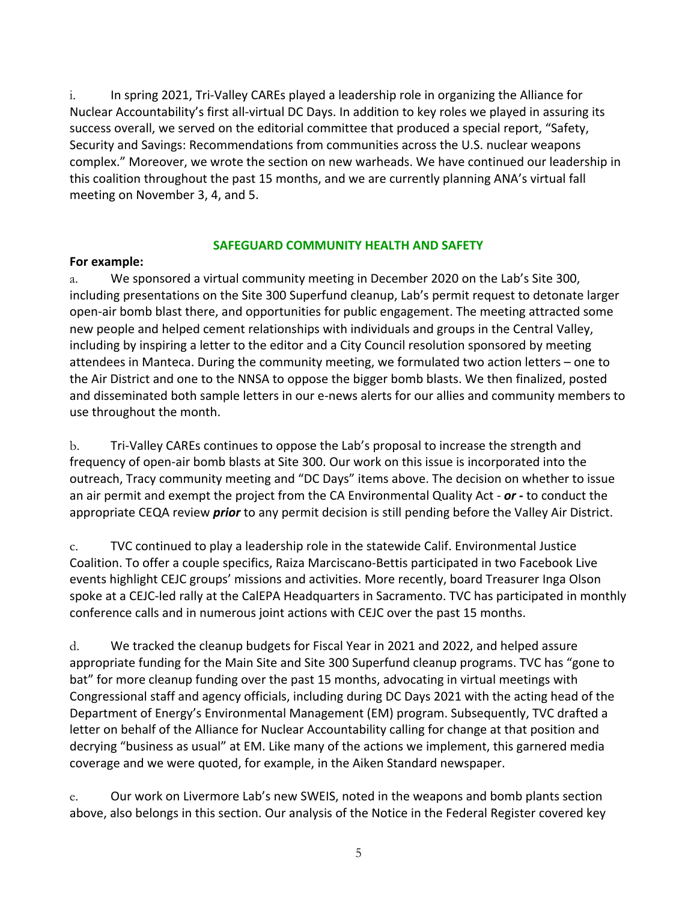i. In spring 2021, Tri-Valley CAREs played a leadership role in organizing the Alliance for Nuclear Accountability's first all-virtual DC Days. In addition to key roles we played in assuring its success overall, we served on the editorial committee that produced a special report, "Safety, Security and Savings: Recommendations from communities across the U.S. nuclear weapons complex." Moreover, we wrote the section on new warheads. We have continued our leadership in this coalition throughout the past 15 months, and we are currently planning ANA's virtual fall meeting on November 3, 4, and 5.

## SAFEGUARD COMMUNITY HEALTH AND SAFETY

**For example:**

a. We sponsored a virtual community meeting in December 2020 on the Lab's Site 300, including presentations on the Site 300 Superfund cleanup, Lab's permit request to detonate larger open-air bomb blast there, and opportunities for public engagement. The meeting attracted some new people and helped cement relationships with individuals and groups in the Central Valley, including by inspiring a letter to the editor and a City Council resolution sponsored by meeting attendees in Manteca. During the community meeting, we formulated two action letters – one to the Air District and one to the NNSA to oppose the bigger bomb blasts. We then finalized, posted and disseminated both sample letters in our e-news alerts for our allies and community members to use throughout the month.

b. Tri-Valley CAREs continues to oppose the Lab's proposal to increase the strength and frequency of open-air bomb blasts at Site 300. Our work on this issue is incorporated into the outreach, Tracy community meeting and "DC Days" items above. The decision on whether to issue an air permit and exempt the project from the CA Environmental Quality Act - ***or -*** to conduct the appropriate CEQA review ***prior*** to any permit decision is still pending before the Valley Air District.

c. TVC continued to play a leadership role in the statewide Calif. Environmental Justice Coalition. To offer a couple specifics, Raiza Marciscano-Bettis participated in two Facebook Live events highlight CEJC groups' missions and activities. More recently, board Treasurer Inga Olson spoke at a CEJC-led rally at the CalEPA Headquarters in Sacramento. TVC has participated in monthly conference calls and in numerous joint actions with CEJC over the past 15 months.

d. We tracked the cleanup budgets for Fiscal Year in 2021 and 2022, and helped assure appropriate funding for the Main Site and Site 300 Superfund cleanup programs. TVC has "gone to bat" for more cleanup funding over the past 15 months, advocating in virtual meetings with Congressional staff and agency officials, including during DC Days 2021 with the acting head of the Department of Energy's Environmental Management (EM) program. Subsequently, TVC drafted a letter on behalf of the Alliance for Nuclear Accountability calling for change at that position and decrying "business as usual" at EM. Like many of the actions we implement, this garnered media coverage and we were quoted, for example, in the Aiken Standard newspaper.

e. Our work on Livermore Lab's new SWEIS, noted in the weapons and bomb plants section above, also belongs in this section. Our analysis of the Notice in the Federal Register covered key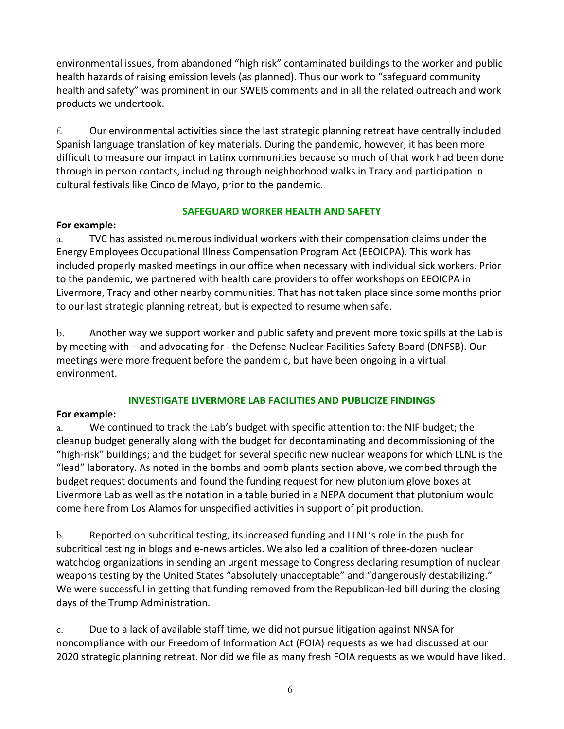environmental issues, from abandoned "high risk" contaminated buildings to the worker and public health hazards of raising emission levels (as planned). Thus our work to "safeguard community health and safety" was prominent in our SWEIS comments and in all the related outreach and work products we undertook.

f. Our environmental activities since the last strategic planning retreat have centrally included Spanish language translation of key materials. During the pandemic, however, it has been more difficult to measure our impact in Latinx communities because so much of that work had been done through in person contacts, including through neighborhood walks in Tracy and participation in cultural festivals like Cinco de Mayo, prior to the pandemic.

## SAFEGUARD WORKER HEALTH AND SAFETY

**For example:**

a. TVC has assisted numerous individual workers with their compensation claims under the Energy Employees Occupational Illness Compensation Program Act (EEOICPA). This work has included properly masked meetings in our office when necessary with individual sick workers. Prior to the pandemic, we partnered with health care providers to offer workshops on EEOICPA in Livermore, Tracy and other nearby communities. That has not taken place since some months prior to our last strategic planning retreat, but is expected to resume when safe.

b. Another way we support worker and public safety and prevent more toxic spills at the Lab is by meeting with – and advocating for - the Defense Nuclear Facilities Safety Board (DNFSB). Our meetings were more frequent before the pandemic, but have been ongoing in a virtual environment.

## INVESTIGATE LIVERMORE LAB FACILITIES AND PUBLICIZE FINDINGS

**For example:**

a. We continued to track the Lab's budget with specific attention to: the NIF budget; the cleanup budget generally along with the budget for decontaminating and decommissioning of the "high-risk" buildings; and the budget for several specific new nuclear weapons for which LLNL is the "lead" laboratory. As noted in the bombs and bomb plants section above, we combed through the budget request documents and found the funding request for new plutonium glove boxes at Livermore Lab as well as the notation in a table buried in a NEPA document that plutonium would come here from Los Alamos for unspecified activities in support of pit production.

b. Reported on subcritical testing, its increased funding and LLNL's role in the push for subcritical testing in blogs and e-news articles. We also led a coalition of three-dozen nuclear watchdog organizations in sending an urgent message to Congress declaring resumption of nuclear weapons testing by the United States "absolutely unacceptable" and "dangerously destabilizing." We were successful in getting that funding removed from the Republican-led bill during the closing days of the Trump Administration.

c. Due to a lack of available staff time, we did not pursue litigation against NNSA for noncompliance with our Freedom of Information Act (FOIA) requests as we had discussed at our 2020 strategic planning retreat. Nor did we file as many fresh FOIA requests as we would have liked.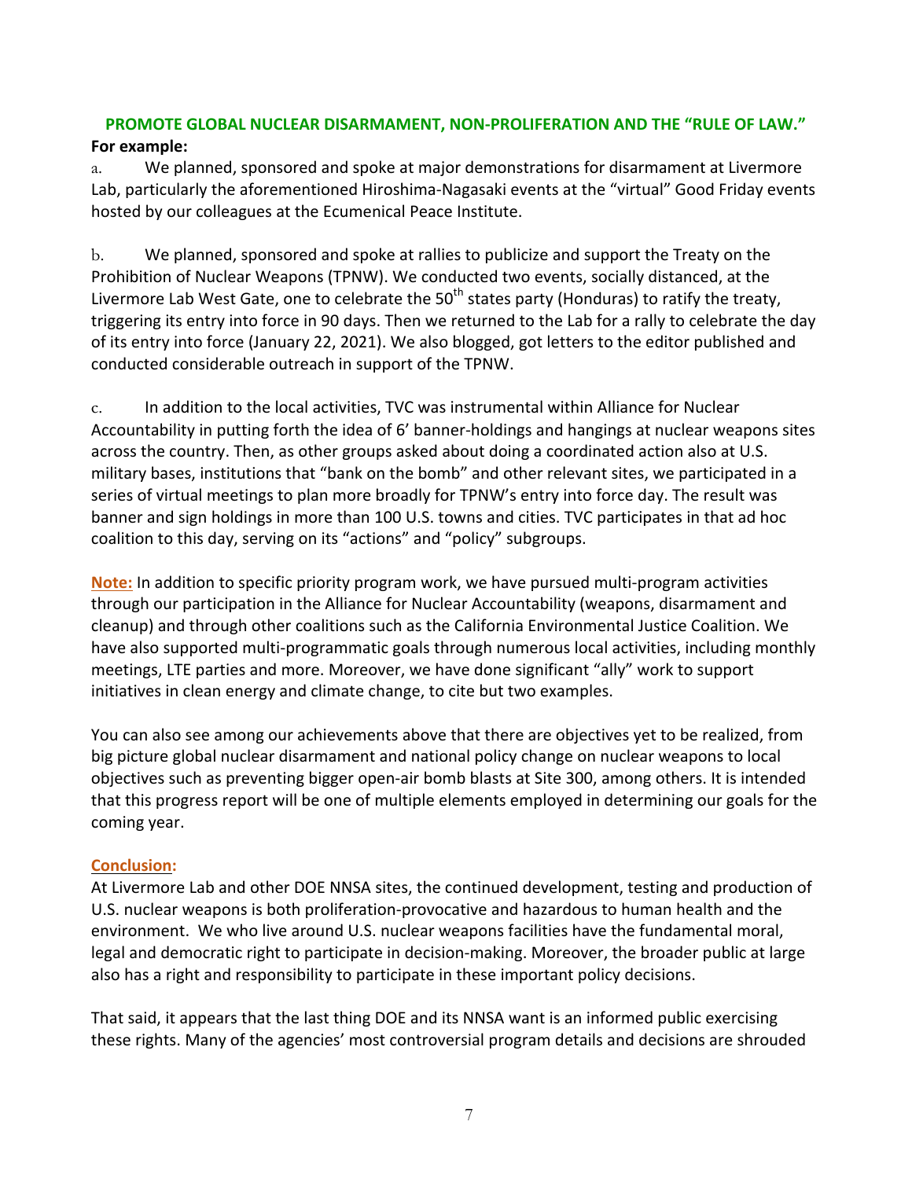## PROMOTE GLOBAL NUCLEAR DISARMAMENT, NON-PROLIFERATION AND THE "RULE OF LAW."

**For example:**

a. We planned, sponsored and spoke at major demonstrations for disarmament at Livermore Lab, particularly the aforementioned Hiroshima-Nagasaki events at the "virtual" Good Friday events hosted by our colleagues at the Ecumenical Peace Institute.

b. We planned, sponsored and spoke at rallies to publicize and support the Treaty on the Prohibition of Nuclear Weapons (TPNW). We conducted two events, socially distanced, at the Livermore Lab West Gate, one to celebrate the 50th states party (Honduras) to ratify the treaty, triggering its entry into force in 90 days. Then we returned to the Lab for a rally to celebrate the day of its entry into force (January 22, 2021). We also blogged, got letters to the editor published and conducted considerable outreach in support of the TPNW.

c. In addition to the local activities, TVC was instrumental within Alliance for Nuclear Accountability in putting forth the idea of 6' banner-holdings and hangings at nuclear weapons sites across the country. Then, as other groups asked about doing a coordinated action also at U.S. military bases, institutions that "bank on the bomb" and other relevant sites, we participated in a series of virtual meetings to plan more broadly for TPNW's entry into force day. The result was banner and sign holdings in more than 100 U.S. towns and cities. TVC participates in that ad hoc coalition to this day, serving on its "actions" and "policy" subgroups.

**Note:** In addition to specific priority program work, we have pursued multi-program activities through our participation in the Alliance for Nuclear Accountability (weapons, disarmament and cleanup) and through other coalitions such as the California Environmental Justice Coalition. We have also supported multi-programmatic goals through numerous local activities, including monthly meetings, LTE parties and more. Moreover, we have done significant "ally" work to support initiatives in clean energy and climate change, to cite but two examples.

You can also see among our achievements above that there are objectives yet to be realized, from big picture global nuclear disarmament and national policy change on nuclear weapons to local objectives such as preventing bigger open-air bomb blasts at Site 300, among others. It is intended that this progress report will be one of multiple elements employed in determining our goals for the coming year.

**Conclusion:**

At Livermore Lab and other DOE NNSA sites, the continued development, testing and production of U.S. nuclear weapons is both proliferation-provocative and hazardous to human health and the environment. We who live around U.S. nuclear weapons facilities have the fundamental moral, legal and democratic right to participate in decision-making. Moreover, the broader public at large also has a right and responsibility to participate in these important policy decisions.

That said, it appears that the last thing DOE and its NNSA want is an informed public exercising these rights. Many of the agencies' most controversial program details and decisions are shrouded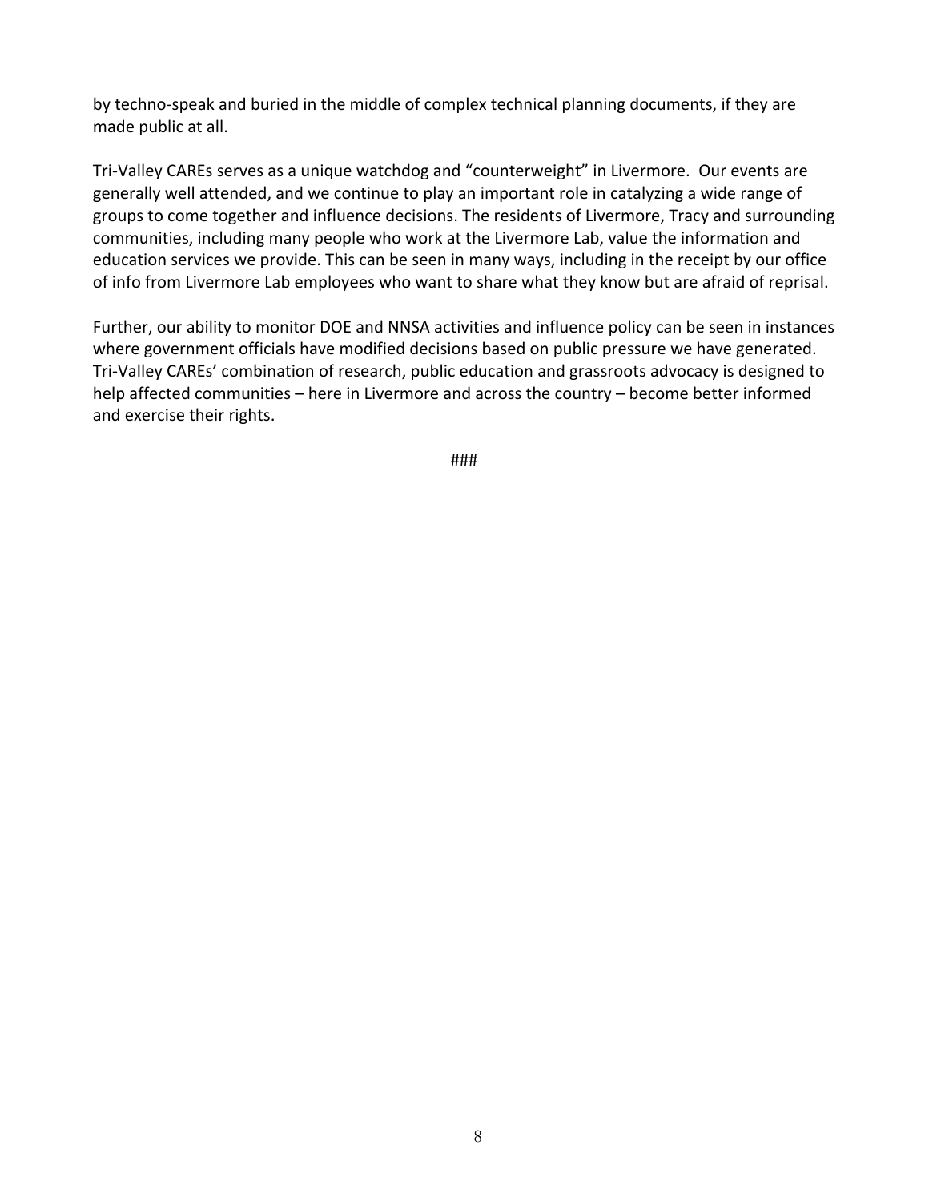by techno-speak and buried in the middle of complex technical planning documents, if they are made public at all.

Tri-Valley CAREs serves as a unique watchdog and "counterweight" in Livermore. Our events are generally well attended, and we continue to play an important role in catalyzing a wide range of groups to come together and influence decisions. The residents of Livermore, Tracy and surrounding communities, including many people who work at the Livermore Lab, value the information and education services we provide. This can be seen in many ways, including in the receipt by our office of info from Livermore Lab employees who want to share what they know but are afraid of reprisal.

Further, our ability to monitor DOE and NNSA activities and influence policy can be seen in instances where government officials have modified decisions based on public pressure we have generated. Tri-Valley CAREs' combination of research, public education and grassroots advocacy is designed to help affected communities – here in Livermore and across the country – become better informed and exercise their rights.

###